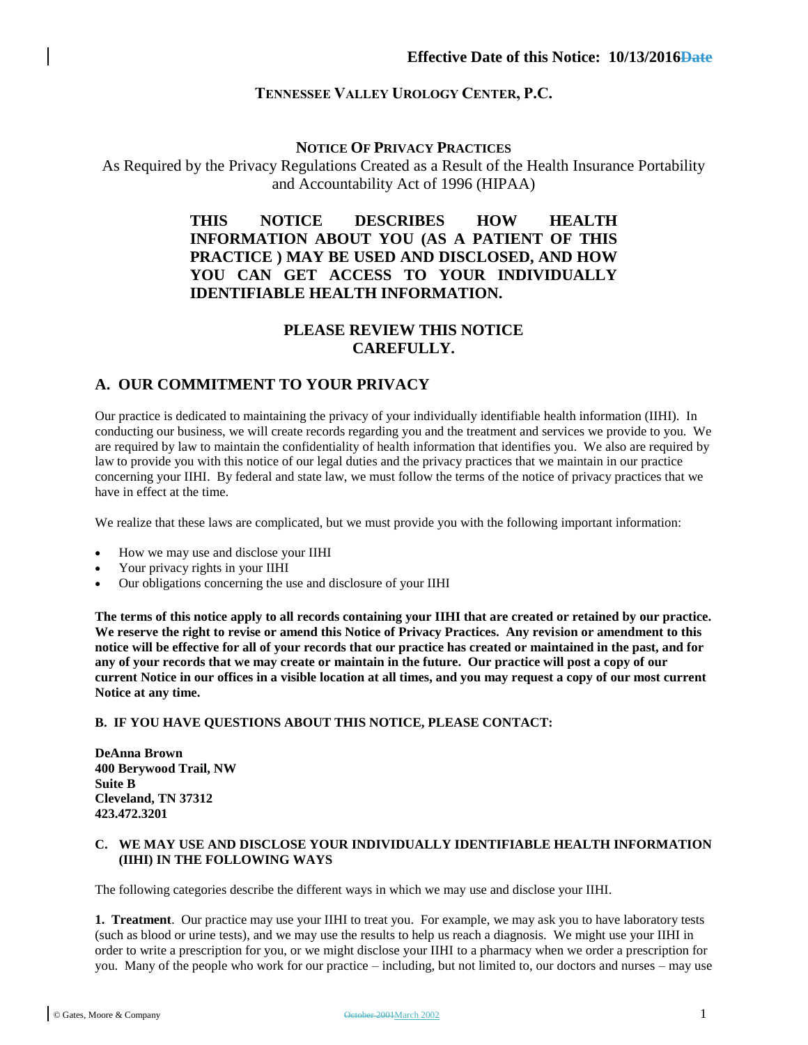**Effective Date of this Notice: 10/13/2016~~Date~~**

**TENNESSEE VALLEY UROLOGY CENTER, P.C.**

**NOTICE OF PRIVACY PRACTICES**

As Required by the Privacy Regulations Created as a Result of the Health Insurance Portability and Accountability Act of 1996 (HIPAA)

**THIS NOTICE DESCRIBES HOW HEALTH INFORMATION ABOUT YOU (AS A PATIENT OF THIS PRACTICE ) MAY BE USED AND DISCLOSED, AND HOW YOU CAN GET ACCESS TO YOUR INDIVIDUALLY IDENTIFIABLE HEALTH INFORMATION.**

**PLEASE REVIEW THIS NOTICE CAREFULLY.**

## A. OUR COMMITMENT TO YOUR PRIVACY

Our practice is dedicated to maintaining the privacy of your individually identifiable health information (IIHI). In conducting our business, we will create records regarding you and the treatment and services we provide to you. We are required by law to maintain the confidentiality of health information that identifies you. We also are required by law to provide you with this notice of our legal duties and the privacy practices that we maintain in our practice concerning your IIHI. By federal and state law, we must follow the terms of the notice of privacy practices that we have in effect at the time.

We realize that these laws are complicated, but we must provide you with the following important information:

- How we may use and disclose your IIHI
- Your privacy rights in your IIHI
- Our obligations concerning the use and disclosure of your IIHI

**The terms of this notice apply to all records containing your IIHI that are created or retained by our practice. We reserve the right to revise or amend this Notice of Privacy Practices. Any revision or amendment to this notice will be effective for all of your records that our practice has created or maintained in the past, and for any of your records that we may create or maintain in the future. Our practice will post a copy of our current Notice in our offices in a visible location at all times, and you may request a copy of our most current Notice at any time.**

### B. IF YOU HAVE QUESTIONS ABOUT THIS NOTICE, PLEASE CONTACT:

**DeAnna Brown**
**400 Berywood Trail, NW**
**Suite B**
**Cleveland, TN 37312**
**423.472.3201**

### C. WE MAY USE AND DISCLOSE YOUR INDIVIDUALLY IDENTIFIABLE HEALTH INFORMATION (IIHI) IN THE FOLLOWING WAYS

The following categories describe the different ways in which we may use and disclose your IIHI.

**1. Treatment**. Our practice may use your IIHI to treat you. For example, we may ask you to have laboratory tests (such as blood or urine tests), and we may use the results to help us reach a diagnosis. We might use your IIHI in order to write a prescription for you, or we might disclose your IIHI to a pharmacy when we order a prescription for you. Many of the people who work for our practice – including, but not limited to, our doctors and nurses – may use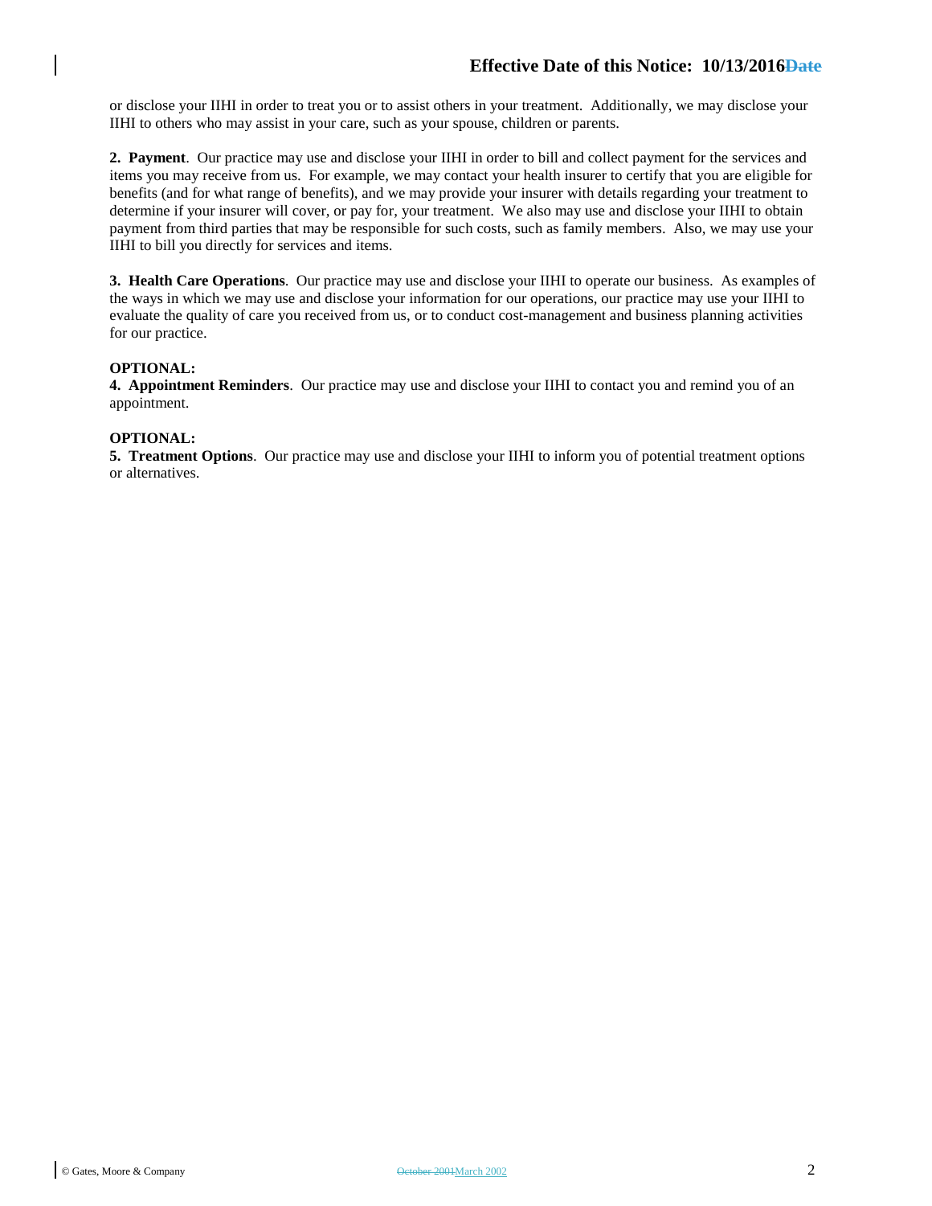or disclose your IIHI in order to treat you or to assist others in your treatment. Additionally, we may disclose your IIHI to others who may assist in your care, such as your spouse, children or parents.

**2. Payment**. Our practice may use and disclose your IIHI in order to bill and collect payment for the services and items you may receive from us. For example, we may contact your health insurer to certify that you are eligible for benefits (and for what range of benefits), and we may provide your insurer with details regarding your treatment to determine if your insurer will cover, or pay for, your treatment. We also may use and disclose your IIHI to obtain payment from third parties that may be responsible for such costs, such as family members. Also, we may use your IIHI to bill you directly for services and items.

**3. Health Care Operations**. Our practice may use and disclose your IIHI to operate our business. As examples of the ways in which we may use and disclose your information for our operations, our practice may use your IIHI to evaluate the quality of care you received from us, or to conduct cost-management and business planning activities for our practice.

**OPTIONAL:**
**4. Appointment Reminders**. Our practice may use and disclose your IIHI to contact you and remind you of an appointment.

**OPTIONAL:**
**5. Treatment Options**. Our practice may use and disclose your IIHI to inform you of potential treatment options or alternatives.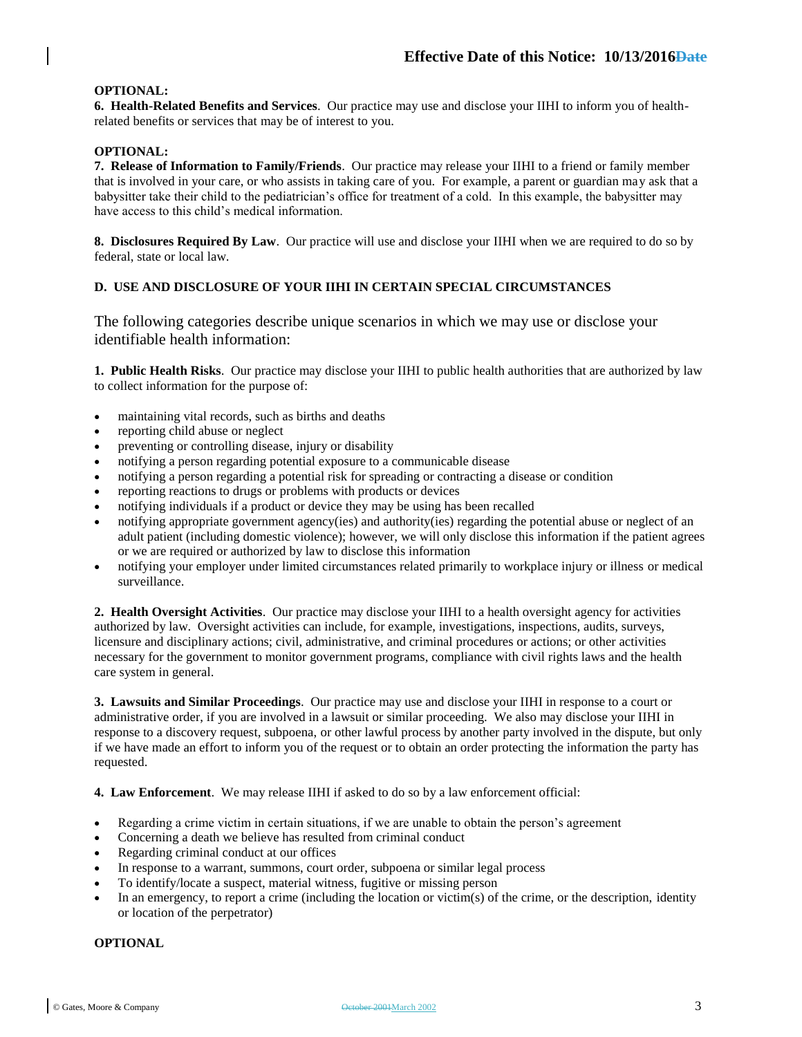**OPTIONAL:**
**6. Health-Related Benefits and Services**. Our practice may use and disclose your IIHI to inform you of health-related benefits or services that may be of interest to you.

**OPTIONAL:**
**7. Release of Information to Family/Friends**. Our practice may release your IIHI to a friend or family member that is involved in your care, or who assists in taking care of you. For example, a parent or guardian may ask that a babysitter take their child to the pediatrician's office for treatment of a cold. In this example, the babysitter may have access to this child's medical information.

**8. Disclosures Required By Law**. Our practice will use and disclose your IIHI when we are required to do so by federal, state or local law.

**D. USE AND DISCLOSURE OF YOUR IIHI IN CERTAIN SPECIAL CIRCUMSTANCES**

The following categories describe unique scenarios in which we may use or disclose your identifiable health information:

**1. Public Health Risks**. Our practice may disclose your IIHI to public health authorities that are authorized by law to collect information for the purpose of:

- maintaining vital records, such as births and deaths
- reporting child abuse or neglect
- preventing or controlling disease, injury or disability
- notifying a person regarding potential exposure to a communicable disease
- notifying a person regarding a potential risk for spreading or contracting a disease or condition
- reporting reactions to drugs or problems with products or devices
- notifying individuals if a product or device they may be using has been recalled
- notifying appropriate government agency(ies) and authority(ies) regarding the potential abuse or neglect of an adult patient (including domestic violence); however, we will only disclose this information if the patient agrees or we are required or authorized by law to disclose this information
- notifying your employer under limited circumstances related primarily to workplace injury or illness or medical surveillance.

**2. Health Oversight Activities**. Our practice may disclose your IIHI to a health oversight agency for activities authorized by law. Oversight activities can include, for example, investigations, inspections, audits, surveys, licensure and disciplinary actions; civil, administrative, and criminal procedures or actions; or other activities necessary for the government to monitor government programs, compliance with civil rights laws and the health care system in general.

**3. Lawsuits and Similar Proceedings**. Our practice may use and disclose your IIHI in response to a court or administrative order, if you are involved in a lawsuit or similar proceeding. We also may disclose your IIHI in response to a discovery request, subpoena, or other lawful process by another party involved in the dispute, but only if we have made an effort to inform you of the request or to obtain an order protecting the information the party has requested.

**4. Law Enforcement**. We may release IIHI if asked to do so by a law enforcement official:

- Regarding a crime victim in certain situations, if we are unable to obtain the person's agreement
- Concerning a death we believe has resulted from criminal conduct
- Regarding criminal conduct at our offices
- In response to a warrant, summons, court order, subpoena or similar legal process
- To identify/locate a suspect, material witness, fugitive or missing person
- In an emergency, to report a crime (including the location or victim(s) of the crime, or the description, identity or location of the perpetrator)

**OPTIONAL**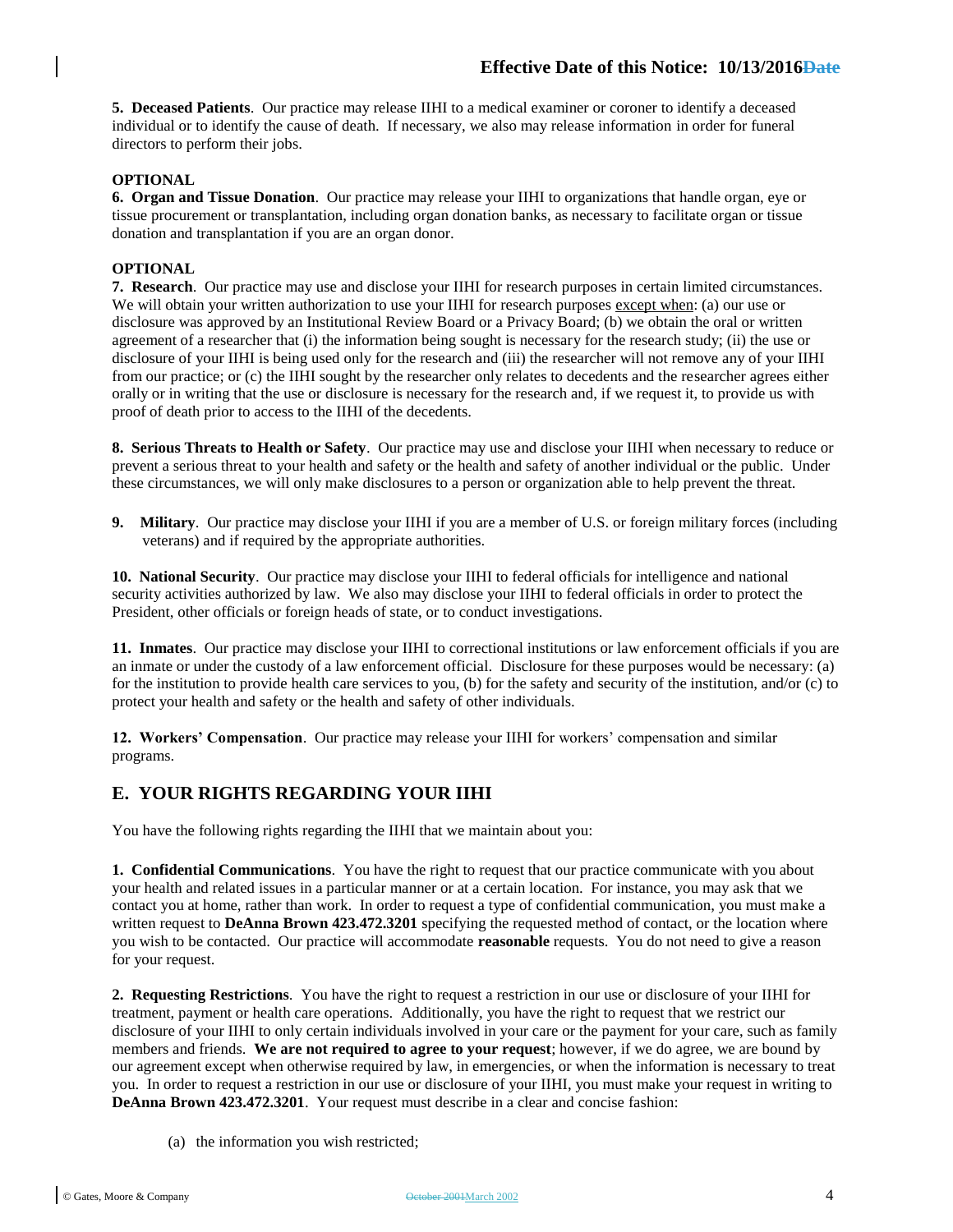**Effective Date of this Notice: 10/13/2016~~Date~~**

**5. Deceased Patients**. Our practice may release IIHI to a medical examiner or coroner to identify a deceased individual or to identify the cause of death. If necessary, we also may release information in order for funeral directors to perform their jobs.

**OPTIONAL**

**6. Organ and Tissue Donation**. Our practice may release your IIHI to organizations that handle organ, eye or tissue procurement or transplantation, including organ donation banks, as necessary to facilitate organ or tissue donation and transplantation if you are an organ donor.

**OPTIONAL**

**7. Research**. Our practice may use and disclose your IIHI for research purposes in certain limited circumstances. We will obtain your written authorization to use your IIHI for research purposes <u>except when</u>: (a) our use or disclosure was approved by an Institutional Review Board or a Privacy Board; (b) we obtain the oral or written agreement of a researcher that (i) the information being sought is necessary for the research study; (ii) the use or disclosure of your IIHI is being used only for the research and (iii) the researcher will not remove any of your IIHI from our practice; or (c) the IIHI sought by the researcher only relates to decedents and the researcher agrees either orally or in writing that the use or disclosure is necessary for the research and, if we request it, to provide us with proof of death prior to access to the IIHI of the decedents.

**8. Serious Threats to Health or Safety**. Our practice may use and disclose your IIHI when necessary to reduce or prevent a serious threat to your health and safety or the health and safety of another individual or the public. Under these circumstances, we will only make disclosures to a person or organization able to help prevent the threat.

**9. Military**. Our practice may disclose your IIHI if you are a member of U.S. or foreign military forces (including veterans) and if required by the appropriate authorities.

**10. National Security**. Our practice may disclose your IIHI to federal officials for intelligence and national security activities authorized by law. We also may disclose your IIHI to federal officials in order to protect the President, other officials or foreign heads of state, or to conduct investigations.

**11. Inmates**. Our practice may disclose your IIHI to correctional institutions or law enforcement officials if you are an inmate or under the custody of a law enforcement official. Disclosure for these purposes would be necessary: (a) for the institution to provide health care services to you, (b) for the safety and security of the institution, and/or (c) to protect your health and safety or the health and safety of other individuals.

**12. Workers' Compensation**. Our practice may release your IIHI for workers' compensation and similar programs.

## E. YOUR RIGHTS REGARDING YOUR IIHI

You have the following rights regarding the IIHI that we maintain about you:

**1. Confidential Communications**. You have the right to request that our practice communicate with you about your health and related issues in a particular manner or at a certain location. For instance, you may ask that we contact you at home, rather than work. In order to request a type of confidential communication, you must make a written request to **DeAnna Brown 423.472.3201** specifying the requested method of contact, or the location where you wish to be contacted. Our practice will accommodate **reasonable** requests. You do not need to give a reason for your request.

**2. Requesting Restrictions**. You have the right to request a restriction in our use or disclosure of your IIHI for treatment, payment or health care operations. Additionally, you have the right to request that we restrict our disclosure of your IIHI to only certain individuals involved in your care or the payment for your care, such as family members and friends. **We are not required to agree to your request**; however, if we do agree, we are bound by our agreement except when otherwise required by law, in emergencies, or when the information is necessary to treat you. In order to request a restriction in our use or disclosure of your IIHI, you must make your request in writing to **DeAnna Brown 423.472.3201**. Your request must describe in a clear and concise fashion:

(a) the information you wish restricted;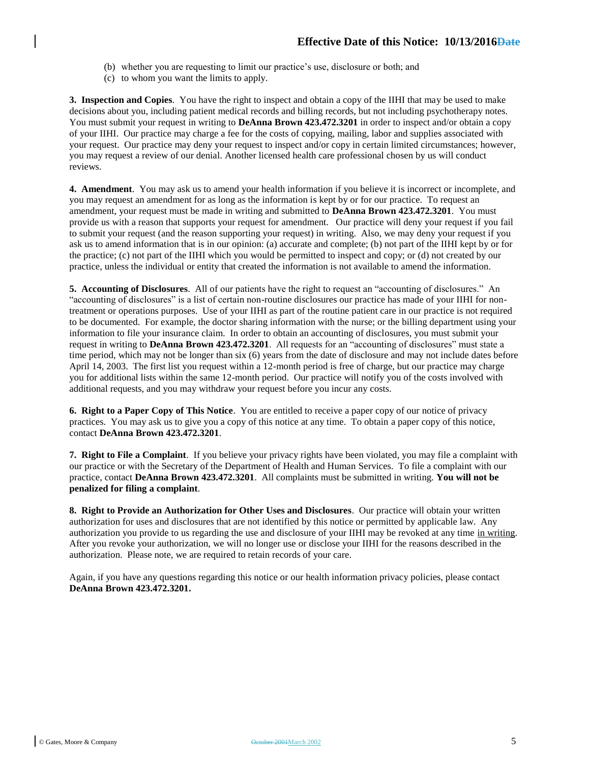(b) whether you are requesting to limit our practice's use, disclosure or both; and
(c) to whom you want the limits to apply.

**3. Inspection and Copies**. You have the right to inspect and obtain a copy of the IIHI that may be used to make decisions about you, including patient medical records and billing records, but not including psychotherapy notes. You must submit your request in writing to **DeAnna Brown 423.472.3201** in order to inspect and/or obtain a copy of your IIHI. Our practice may charge a fee for the costs of copying, mailing, labor and supplies associated with your request. Our practice may deny your request to inspect and/or copy in certain limited circumstances; however, you may request a review of our denial. Another licensed health care professional chosen by us will conduct reviews.

**4. Amendment**. You may ask us to amend your health information if you believe it is incorrect or incomplete, and you may request an amendment for as long as the information is kept by or for our practice. To request an amendment, your request must be made in writing and submitted to **DeAnna Brown 423.472.3201**. You must provide us with a reason that supports your request for amendment. Our practice will deny your request if you fail to submit your request (and the reason supporting your request) in writing. Also, we may deny your request if you ask us to amend information that is in our opinion: (a) accurate and complete; (b) not part of the IIHI kept by or for the practice; (c) not part of the IIHI which you would be permitted to inspect and copy; or (d) not created by our practice, unless the individual or entity that created the information is not available to amend the information.

**5. Accounting of Disclosures**. All of our patients have the right to request an "accounting of disclosures." An "accounting of disclosures" is a list of certain non-routine disclosures our practice has made of your IIHI for non-treatment or operations purposes. Use of your IIHI as part of the routine patient care in our practice is not required to be documented. For example, the doctor sharing information with the nurse; or the billing department using your information to file your insurance claim. In order to obtain an accounting of disclosures, you must submit your request in writing to **DeAnna Brown 423.472.3201**. All requests for an "accounting of disclosures" must state a time period, which may not be longer than six (6) years from the date of disclosure and may not include dates before April 14, 2003. The first list you request within a 12-month period is free of charge, but our practice may charge you for additional lists within the same 12-month period. Our practice will notify you of the costs involved with additional requests, and you may withdraw your request before you incur any costs.

**6. Right to a Paper Copy of This Notice**. You are entitled to receive a paper copy of our notice of privacy practices. You may ask us to give you a copy of this notice at any time. To obtain a paper copy of this notice, contact **DeAnna Brown 423.472.3201**.

**7. Right to File a Complaint**. If you believe your privacy rights have been violated, you may file a complaint with our practice or with the Secretary of the Department of Health and Human Services. To file a complaint with our practice, contact **DeAnna Brown 423.472.3201**. All complaints must be submitted in writing. **You will not be penalized for filing a complaint**.

**8. Right to Provide an Authorization for Other Uses and Disclosures**. Our practice will obtain your written authorization for uses and disclosures that are not identified by this notice or permitted by applicable law. Any authorization you provide to us regarding the use and disclosure of your IIHI may be revoked at any time in writing. After you revoke your authorization, we will no longer use or disclose your IIHI for the reasons described in the authorization. Please note, we are required to retain records of your care.

Again, if you have any questions regarding this notice or our health information privacy policies, please contact **DeAnna Brown 423.472.3201.**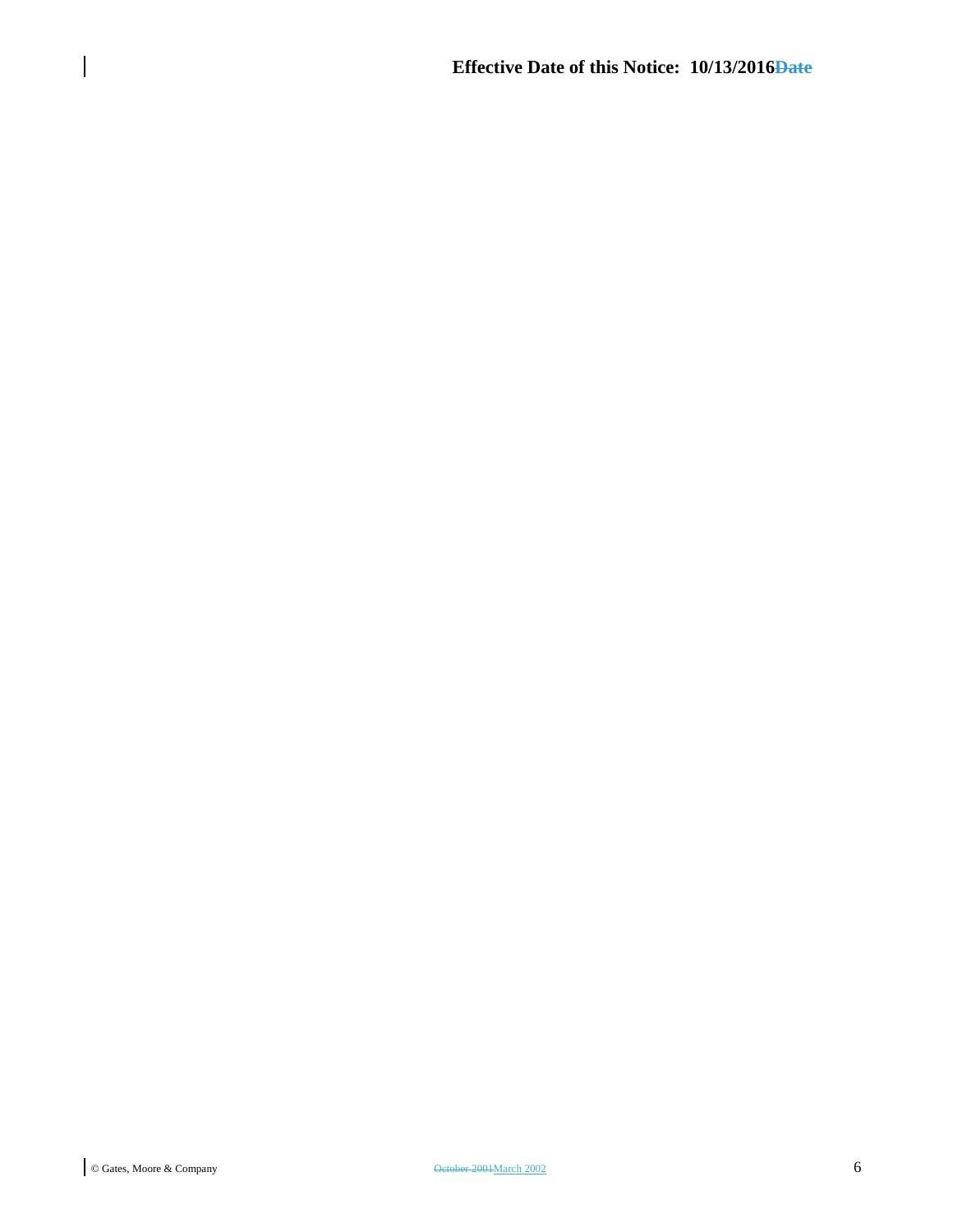**Effective Date of this Notice: 10/13/2016~~Date~~**